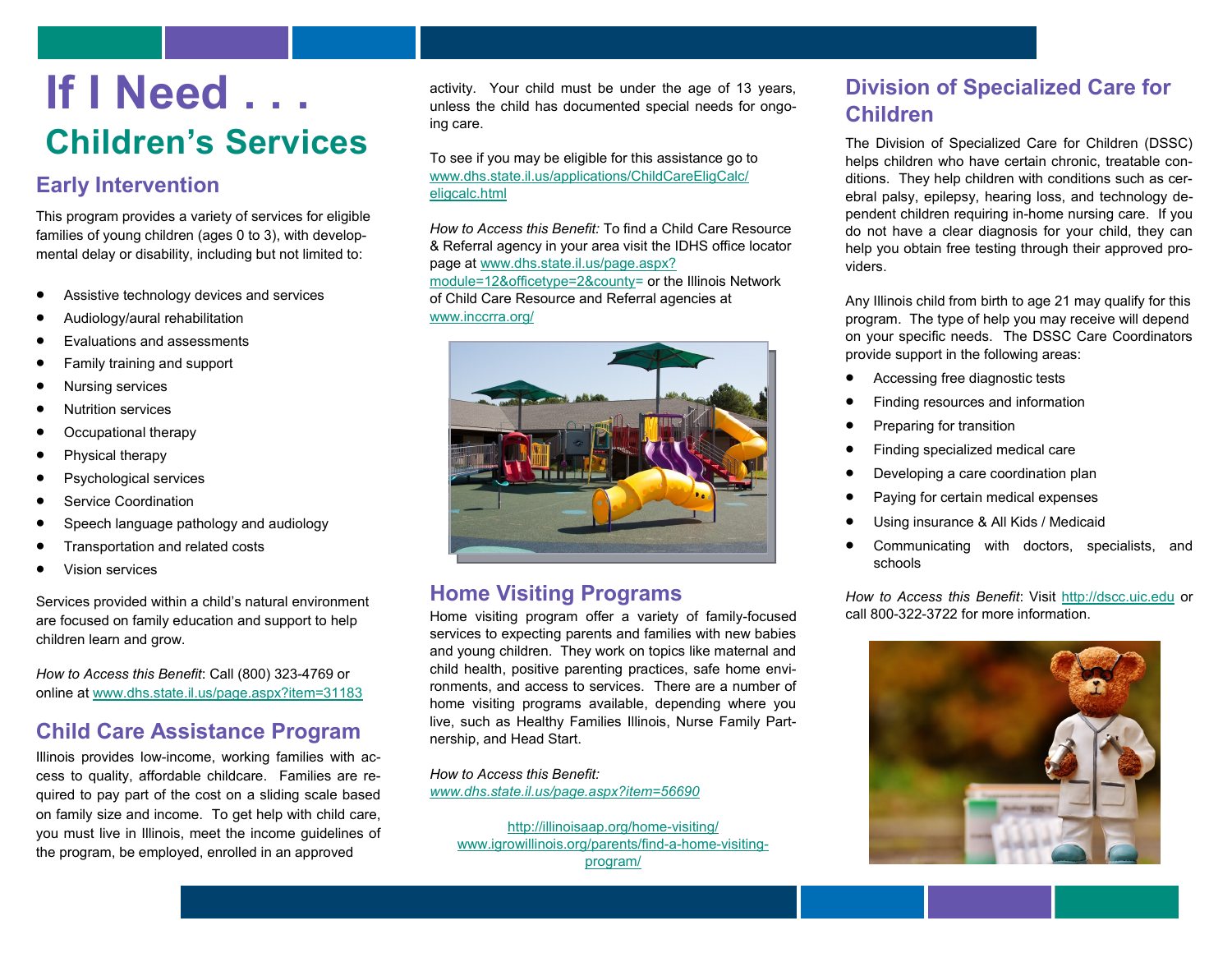# If I Need . . .

# Children's Services

## Early Intervention

This program provides a variety of services for eligible families of young children (ages 0 to 3), with developmental delay or disability, including but not limited to:

- Assistive technology devices and services
- Audiology/aural rehabilitation
- Evaluations and assessments
- Family training and support
- Nursing services
- Nutrition services
- Occupational therapy
- Physical therapy
- Psychological services
- Service Coordination
- Speech language pathology and audiology
- Transportation and related costs
- Vision services

Services provided within a child's natural environment are focused on family education and support to help children learn and grow.

*How to Access this Benefit*: Call (800) 323-4769 or online at www.dhs.state.il.us/page.aspx?item=31183

## Child Care Assistance Program

Illinois provides low-income, working families with access to quality, affordable childcare. Families are required to pay part of the cost on a sliding scale based on family size and income. To get help with child care, you must live in Illinois, meet the income guidelines of the program, be employed, enrolled in an approved activity. Your child must be under the age of 13 years, unless the child has documented special needs for ongoing care.

To see if you may be eligible for this assistance go to www.dhs.state.il.us/applications/ChildCareEligCalc/eligcalc.html

*How to Access this Benefit:* To find a Child Care Resource & Referral agency in your area visit the IDHS office locator page at www.dhs.state.il.us/page.aspx?module=12&officetype=2&county= or the Illinois Network of Child Care Resource and Referral agencies at www.inccrra.org/

## Home Visiting Programs

Home visiting program offer a variety of family-focused services to expecting parents and families with new babies and young children. They work on topics like maternal and child health, positive parenting practices, safe home environments, and access to services. There are a number of home visiting programs available, depending where you live, such as Healthy Families Illinois, Nurse Family Partnership, and Head Start.

*How to Access this Benefit:*
*www.dhs.state.il.us/page.aspx?item=56690*

http://illinoisaap.org/home-visiting/
www.igrowillinois.org/parents/find-a-home-visiting-program/

## Division of Specialized Care for Children

The Division of Specialized Care for Children (DSSC) helps children who have certain chronic, treatable conditions. They help children with conditions such as cerebral palsy, epilepsy, hearing loss, and technology dependent children requiring in-home nursing care. If you do not have a clear diagnosis for your child, they can help you obtain free testing through their approved providers.

Any Illinois child from birth to age 21 may qualify for this program. The type of help you may receive will depend on your specific needs. The DSSC Care Coordinators provide support in the following areas:

- Accessing free diagnostic tests
- Finding resources and information
- Preparing for transition
- Finding specialized medical care
- Developing a care coordination plan
- Paying for certain medical expenses
- Using insurance & All Kids / Medicaid
- Communicating with doctors, specialists, and schools

*How to Access this Benefit*: Visit http://dscc.uic.edu or call 800-322-3722 for more information.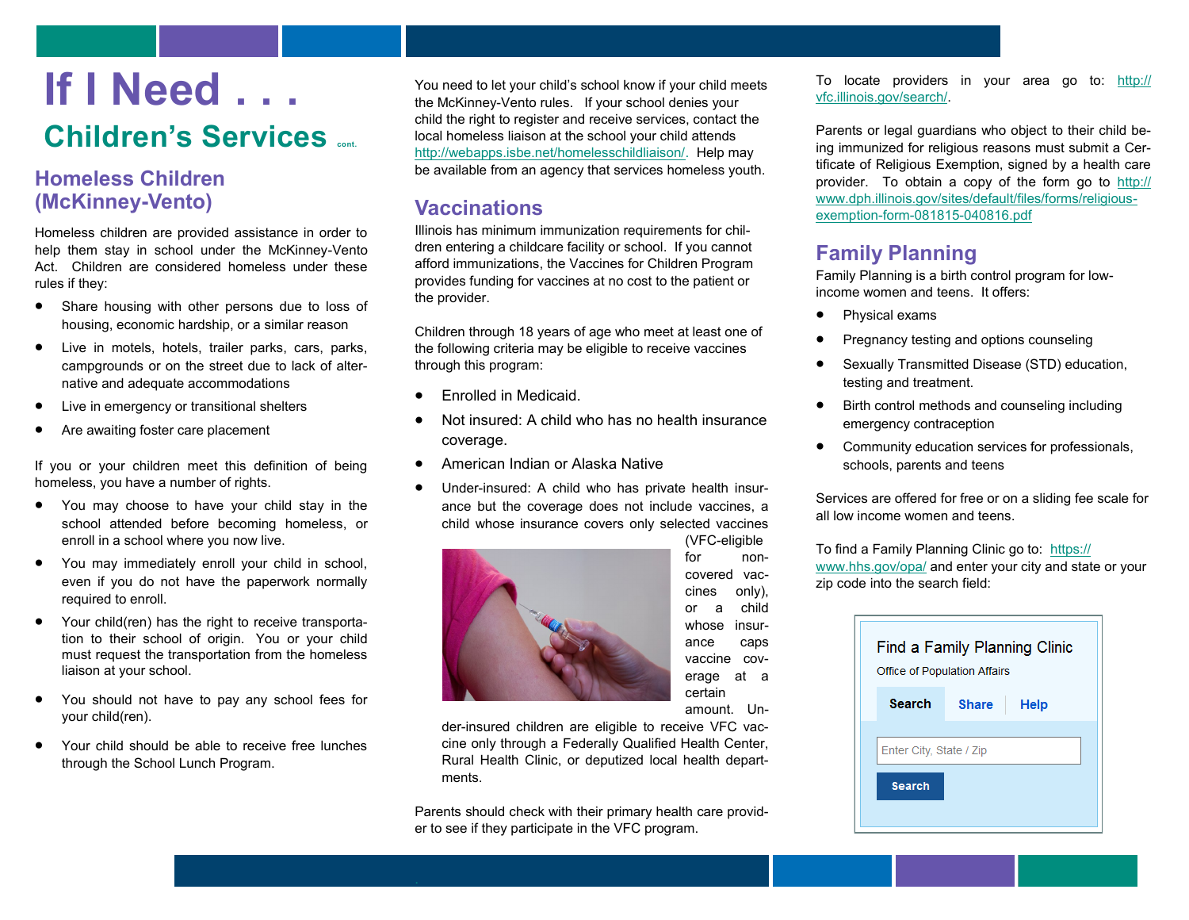# If I Need . . .

## Children's Services cont.

### Homeless Children (McKinney-Vento)

Homeless children are provided assistance in order to help them stay in school under the McKinney-Vento Act. Children are considered homeless under these rules if they:

- Share housing with other persons due to loss of housing, economic hardship, or a similar reason
- Live in motels, hotels, trailer parks, cars, parks, campgrounds or on the street due to lack of alternative and adequate accommodations
- Live in emergency or transitional shelters
- Are awaiting foster care placement

If you or your children meet this definition of being homeless, you have a number of rights.

- You may choose to have your child stay in the school attended before becoming homeless, or enroll in a school where you now live.
- You may immediately enroll your child in school, even if you do not have the paperwork normally required to enroll.
- Your child(ren) has the right to receive transportation to their school of origin. You or your child must request the transportation from the homeless liaison at your school.
- You should not have to pay any school fees for your child(ren).
- Your child should be able to receive free lunches through the School Lunch Program.

You need to let your child's school know if your child meets the McKinney-Vento rules. If your school denies your child the right to register and receive services, contact the local homeless liaison at the school your child attends http://webapps.isbe.net/homelesschildliaison/. Help may be available from an agency that services homeless youth.

### Vaccinations

Illinois has minimum immunization requirements for children entering a childcare facility or school. If you cannot afford immunizations, the Vaccines for Children Program provides funding for vaccines at no cost to the patient or the provider.

Children through 18 years of age who meet at least one of the following criteria may be eligible to receive vaccines through this program:

- Enrolled in Medicaid.
- Not insured: A child who has no health insurance coverage.
- American Indian or Alaska Native
- Under-insured: A child who has private health insurance but the coverage does not include vaccines, a child whose insurance covers only selected vaccines (VFC-eligible for non-covered vaccines only), or a child whose insurance caps vaccine coverage at a certain amount. Under-insured children are eligible to receive VFC vaccine only through a Federally Qualified Health Center, Rural Health Clinic, or deputized local health departments.

Parents should check with their primary health care provider to see if they participate in the VFC program.

To locate providers in your area go to: http://vfc.illinois.gov/search/.

Parents or legal guardians who object to their child being immunized for religious reasons must submit a Certificate of Religious Exemption, signed by a health care provider. To obtain a copy of the form go to http://www.dph.illinois.gov/sites/default/files/forms/religious-exemption-form-081815-040816.pdf

### Family Planning

Family Planning is a birth control program for low-income women and teens. It offers:

- Physical exams
- Pregnancy testing and options counseling
- Sexually Transmitted Disease (STD) education, testing and treatment.
- Birth control methods and counseling including emergency contraception
- Community education services for professionals, schools, parents and teens

Services are offered for free or on a sliding fee scale for all low income women and teens.

To find a Family Planning Clinic go to: https://www.hhs.gov/opa/ and enter your city and state or your zip code into the search field:

Find a Family Planning Clinic
Office of Population Affairs
Search Share Help
Enter City, State / Zip
Search